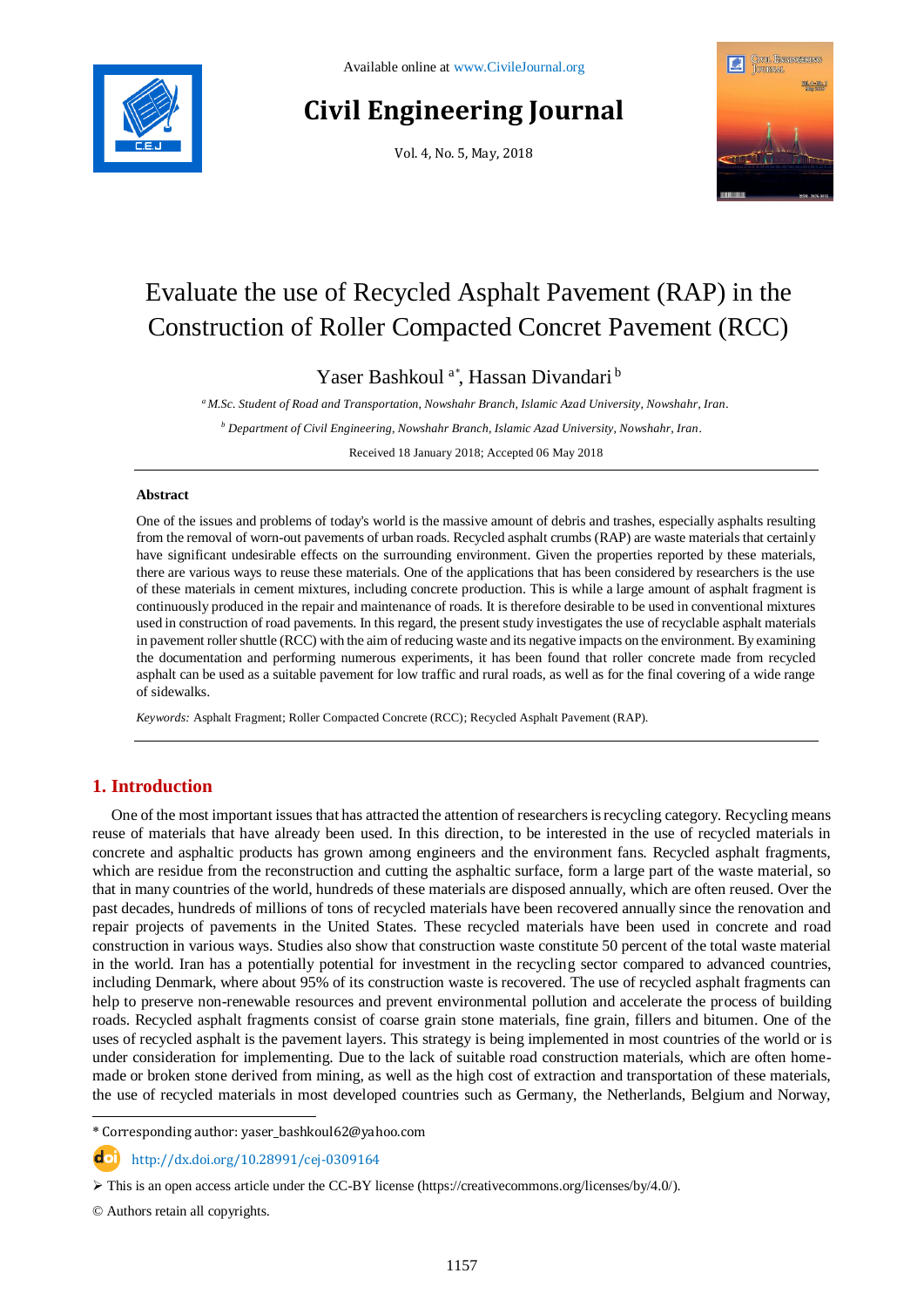# Evaluate the use of Recycled Asphalt Pavement (RAP) in the Construction of Roller Compacted Concret Pavement (RCC)

Yaser Bashkoul [a*], Hassan Divandari [b]

[a] *M.Sc. Student of Road and Transportation, Nowshahr Branch, Islamic Azad University, Nowshahr, Iran.*

[b] *Department of Civil Engineering, Nowshahr Branch, Islamic Azad University, Nowshahr, Iran.*

Received 18 January 2018; Accepted 06 May 2018

## Abstract

One of the issues and problems of today's world is the massive amount of debris and trashes, especially asphalts resulting from the removal of worn-out pavements of urban roads. Recycled asphalt crumbs (RAP) are waste materials that certainly have significant undesirable effects on the surrounding environment. Given the properties reported by these materials, there are various ways to reuse these materials. One of the applications that has been considered by researchers is the use of these materials in cement mixtures, including concrete production. This is while a large amount of asphalt fragment is continuously produced in the repair and maintenance of roads. It is therefore desirable to be used in conventional mixtures used in construction of road pavements. In this regard, the present study investigates the use of recyclable asphalt materials in pavement roller shuttle (RCC) with the aim of reducing waste and its negative impacts on the environment. By examining the documentation and performing numerous experiments, it has been found that roller concrete made from recycled asphalt can be used as a suitable pavement for low traffic and rural roads, as well as for the final covering of a wide range of sidewalks.

*Keywords:* Asphalt Fragment; Roller Compacted Concrete (RCC); Recycled Asphalt Pavement (RAP).

## 1. Introduction

One of the most important issues that has attracted the attention of researchers is recycling category. Recycling means reuse of materials that have already been used. In this direction, to be interested in the use of recycled materials in concrete and asphaltic products has grown among engineers and the environment fans. Recycled asphalt fragments, which are residue from the reconstruction and cutting the asphaltic surface, form a large part of the waste material, so that in many countries of the world, hundreds of these materials are disposed annually, which are often reused. Over the past decades, hundreds of millions of tons of recycled materials have been recovered annually since the renovation and repair projects of pavements in the United States. These recycled materials have been used in concrete and road construction in various ways. Studies also show that construction waste constitute 50 percent of the total waste material in the world. Iran has a potentially potential for investment in the recycling sector compared to advanced countries, including Denmark, where about 95% of its construction waste is recovered. The use of recycled asphalt fragments can help to preserve non-renewable resources and prevent environmental pollution and accelerate the process of building roads. Recycled asphalt fragments consist of coarse grain stone materials, fine grain, fillers and bitumen. One of the uses of recycled asphalt is the pavement layers. This strategy is being implemented in most countries of the world or is under consideration for implementing. Due to the lack of suitable road construction materials, which are often home-made or broken stone derived from mining, as well as the high cost of extraction and transportation of these materials, the use of recycled materials in most developed countries such as Germany, the Netherlands, Belgium and Norway,

---

\* Corresponding author: yaser_bashkoul62@yahoo.com

http://dx.doi.org/10.28991/cej-0309164

➢ This is an open access article under the CC-BY license (https://creativecommons.org/licenses/by/4.0/).

© Authors retain all copyrights.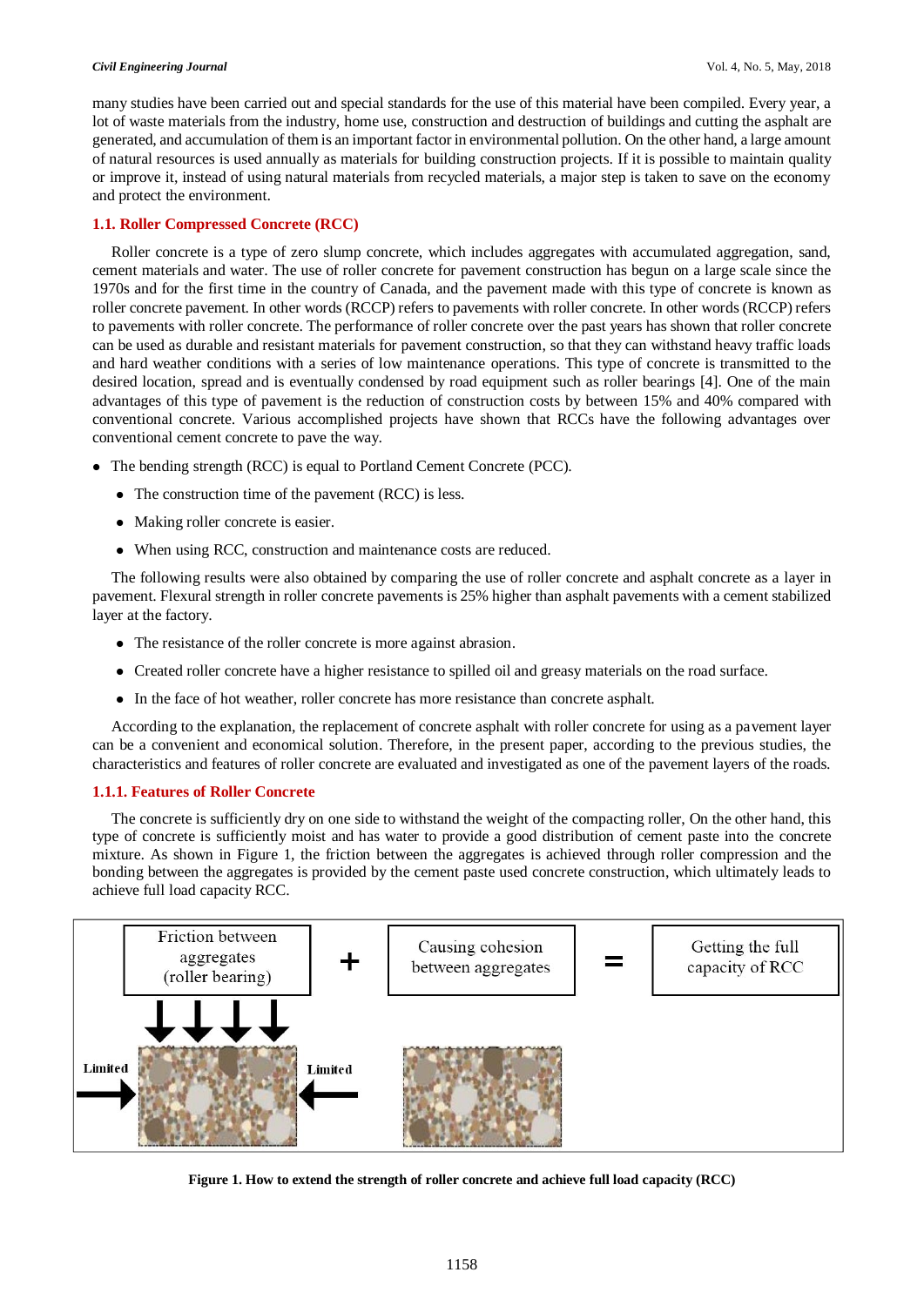many studies have been carried out and special standards for the use of this material have been compiled. Every year, a lot of waste materials from the industry, home use, construction and destruction of buildings and cutting the asphalt are generated, and accumulation of them is an important factor in environmental pollution. On the other hand, a large amount of natural resources is used annually as materials for building construction projects. If it is possible to maintain quality or improve it, instead of using natural materials from recycled materials, a major step is taken to save on the economy and protect the environment.

### 1.1. Roller Compressed Concrete (RCC)

Roller concrete is a type of zero slump concrete, which includes aggregates with accumulated aggregation, sand, cement materials and water. The use of roller concrete for pavement construction has begun on a large scale since the 1970s and for the first time in the country of Canada, and the pavement made with this type of concrete is known as roller concrete pavement. In other words (RCCP) refers to pavements with roller concrete. In other words (RCCP) refers to pavements with roller concrete. The performance of roller concrete over the past years has shown that roller concrete can be used as durable and resistant materials for pavement construction, so that they can withstand heavy traffic loads and hard weather conditions with a series of low maintenance operations. This type of concrete is transmitted to the desired location, spread and is eventually condensed by road equipment such as roller bearings [4]. One of the main advantages of this type of pavement is the reduction of construction costs by between 15% and 40% compared with conventional concrete. Various accomplished projects have shown that RCCs have the following advantages over conventional cement concrete to pave the way.

- The bending strength (RCC) is equal to Portland Cement Concrete (PCC).
  - The construction time of the pavement (RCC) is less.
  - Making roller concrete is easier.
  - When using RCC, construction and maintenance costs are reduced.

The following results were also obtained by comparing the use of roller concrete and asphalt concrete as a layer in pavement. Flexural strength in roller concrete pavements is 25% higher than asphalt pavements with a cement stabilized layer at the factory.

- The resistance of the roller concrete is more against abrasion.
- Created roller concrete have a higher resistance to spilled oil and greasy materials on the road surface.
- In the face of hot weather, roller concrete has more resistance than concrete asphalt.

According to the explanation, the replacement of concrete asphalt with roller concrete for using as a pavement layer can be a convenient and economical solution. Therefore, in the present paper, according to the previous studies, the characteristics and features of roller concrete are evaluated and investigated as one of the pavement layers of the roads.

#### 1.1.1. Features of Roller Concrete

The concrete is sufficiently dry on one side to withstand the weight of the compacting roller, On the other hand, this type of concrete is sufficiently moist and has water to provide a good distribution of cement paste into the concrete mixture. As shown in Figure 1, the friction between the aggregates is achieved through roller compression and the bonding between the aggregates is provided by the cement paste used concrete construction, which ultimately leads to achieve full load capacity RCC.

Friction between aggregates (roller bearing) + Causing cohesion between aggregates = Getting the full capacity of RCC

Limited → ← Limited

**Figure 1. How to extend the strength of roller concrete and achieve full load capacity (RCC)**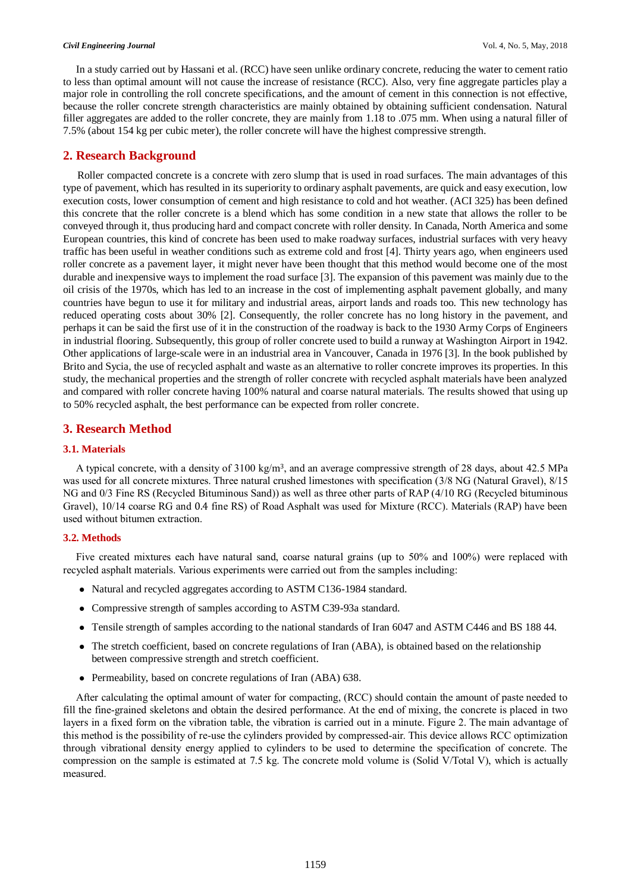In a study carried out by Hassani et al. (RCC) have seen unlike ordinary concrete, reducing the water to cement ratio to less than optimal amount will not cause the increase of resistance (RCC). Also, very fine aggregate particles play a major role in controlling the roll concrete specifications, and the amount of cement in this connection is not effective, because the roller concrete strength characteristics are mainly obtained by obtaining sufficient condensation. Natural filler aggregates are added to the roller concrete, they are mainly from 1.18 to .075 mm. When using a natural filler of 7.5% (about 154 kg per cubic meter), the roller concrete will have the highest compressive strength.

## 2. Research Background

Roller compacted concrete is a concrete with zero slump that is used in road surfaces. The main advantages of this type of pavement, which has resulted in its superiority to ordinary asphalt pavements, are quick and easy execution, low execution costs, lower consumption of cement and high resistance to cold and hot weather. (ACI 325) has been defined this concrete that the roller concrete is a blend which has some condition in a new state that allows the roller to be conveyed through it, thus producing hard and compact concrete with roller density. In Canada, North America and some European countries, this kind of concrete has been used to make roadway surfaces, industrial surfaces with very heavy traffic has been useful in weather conditions such as extreme cold and frost [4]. Thirty years ago, when engineers used roller concrete as a pavement layer, it might never have been thought that this method would become one of the most durable and inexpensive ways to implement the road surface [3]. The expansion of this pavement was mainly due to the oil crisis of the 1970s, which has led to an increase in the cost of implementing asphalt pavement globally, and many countries have begun to use it for military and industrial areas, airport lands and roads too. This new technology has reduced operating costs about 30% [2]. Consequently, the roller concrete has no long history in the pavement, and perhaps it can be said the first use of it in the construction of the roadway is back to the 1930 Army Corps of Engineers in industrial flooring. Subsequently, this group of roller concrete used to build a runway at Washington Airport in 1942. Other applications of large-scale were in an industrial area in Vancouver, Canada in 1976 [3]. In the book published by Brito and Sycia, the use of recycled asphalt and waste as an alternative to roller concrete improves its properties. In this study, the mechanical properties and the strength of roller concrete with recycled asphalt materials have been analyzed and compared with roller concrete having 100% natural and coarse natural materials. The results showed that using up to 50% recycled asphalt, the best performance can be expected from roller concrete.

## 3. Research Method

### 3.1. Materials

A typical concrete, with a density of 3100 kg/m$^3$, and an average compressive strength of 28 days, about 42.5 MPa was used for all concrete mixtures. Three natural crushed limestones with specification (3/8 NG (Natural Gravel), 8/15 NG and 0/3 Fine RS (Recycled Bituminous Sand)) as well as three other parts of RAP (4/10 RG (Recycled bituminous Gravel), 10/14 coarse RG and 0.4 fine RS) of Road Asphalt was used for Mixture (RCC). Materials (RAP) have been used without bitumen extraction.

### 3.2. Methods

Five created mixtures each have natural sand, coarse natural grains (up to 50% and 100%) were replaced with recycled asphalt materials. Various experiments were carried out from the samples including:

- Natural and recycled aggregates according to ASTM C136-1984 standard.
- Compressive strength of samples according to ASTM C39-93a standard.
- Tensile strength of samples according to the national standards of Iran 6047 and ASTM C446 and BS 188 44.
- The stretch coefficient, based on concrete regulations of Iran (ABA), is obtained based on the relationship between compressive strength and stretch coefficient.
- Permeability, based on concrete regulations of Iran (ABA) 638.

After calculating the optimal amount of water for compacting, (RCC) should contain the amount of paste needed to fill the fine-grained skeletons and obtain the desired performance. At the end of mixing, the concrete is placed in two layers in a fixed form on the vibration table, the vibration is carried out in a minute. Figure 2. The main advantage of this method is the possibility of re-use the cylinders provided by compressed-air. This device allows RCC optimization through vibrational density energy applied to cylinders to be used to determine the specification of concrete. The compression on the sample is estimated at 7.5 kg. The concrete mold volume is (Solid V/Total V), which is actually measured.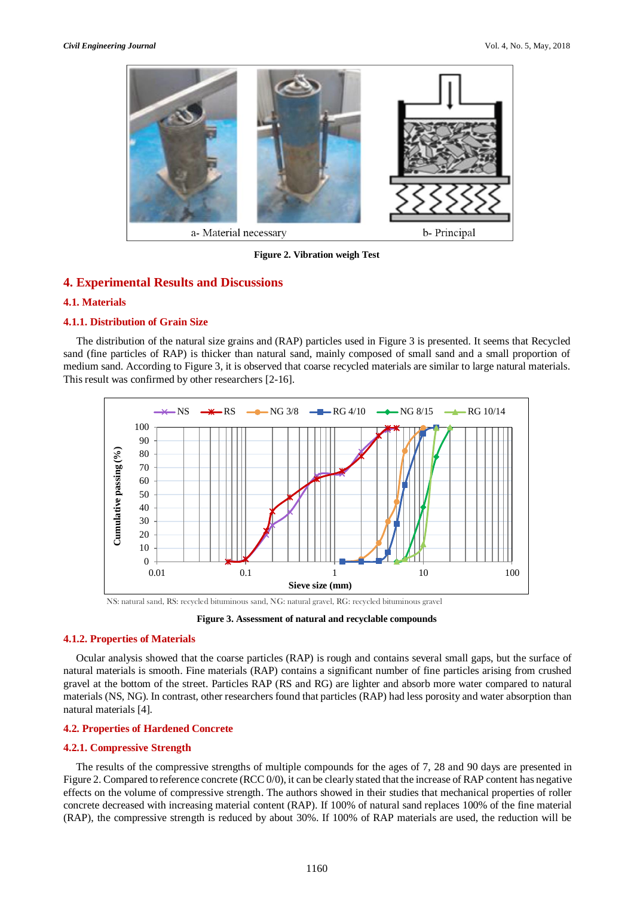a- Material necessary    b- Principal

**Figure 2. Vibration weigh Test**

## 4. Experimental Results and Discussions

### 4.1. Materials

#### 4.1.1. Distribution of Grain Size

The distribution of the natural size grains and (RAP) particles used in Figure 3 is presented. It seems that Recycled sand (fine particles of RAP) is thicker than natural sand, mainly composed of small sand and a small proportion of medium sand. According to Figure 3, it is observed that coarse recycled materials are similar to large natural materials. This result was confirmed by other researchers [2-16].

NS: natural sand, RS: recycled bituminous sand, NG: natural gravel, RG: recycled bituminous gravel

**Figure 3. Assessment of natural and recyclable compounds**

#### 4.1.2. Properties of Materials

Ocular analysis showed that the coarse particles (RAP) is rough and contains several small gaps, but the surface of natural materials is smooth. Fine materials (RAP) contains a significant number of fine particles arising from crushed gravel at the bottom of the street. Particles RAP (RS and RG) are lighter and absorb more water compared to natural materials (NS, NG). In contrast, other researchers found that particles (RAP) had less porosity and water absorption than natural materials [4].

### 4.2. Properties of Hardened Concrete

#### 4.2.1. Compressive Strength

The results of the compressive strengths of multiple compounds for the ages of 7, 28 and 90 days are presented in Figure 2. Compared to reference concrete (RCC 0/0), it can be clearly stated that the increase of RAP content has negative effects on the volume of compressive strength. The authors showed in their studies that mechanical properties of roller concrete decreased with increasing material content (RAP). If 100% of natural sand replaces 100% of the fine material (RAP), the compressive strength is reduced by about 30%. If 100% of RAP materials are used, the reduction will be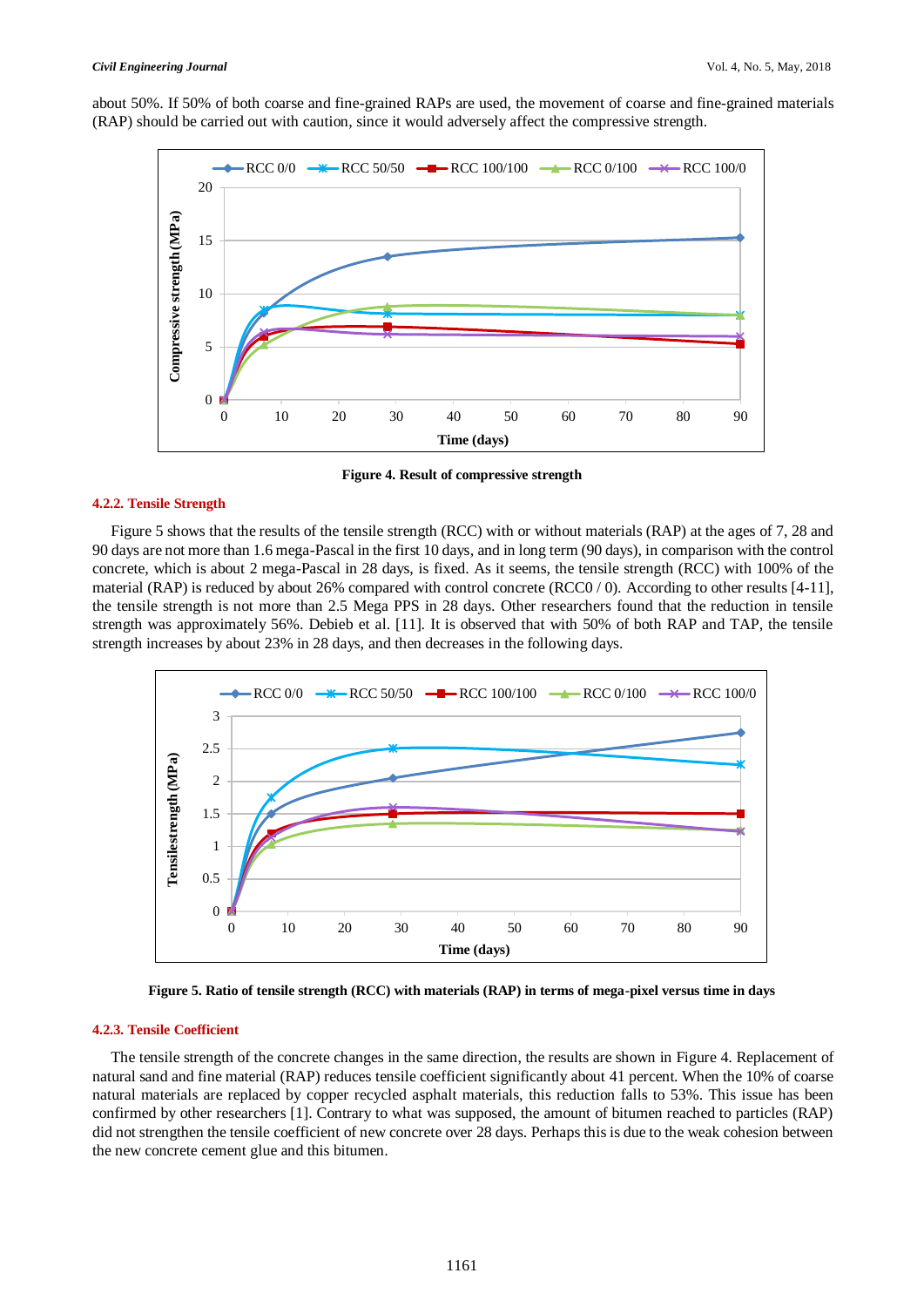about 50%. If 50% of both coarse and fine-grained RAPs are used, the movement of coarse and fine-grained materials (RAP) should be carried out with caution, since it would adversely affect the compressive strength.

**Figure 4. Result of compressive strength**

### 4.2.2. Tensile Strength

Figure 5 shows that the results of the tensile strength (RCC) with or without materials (RAP) at the ages of 7, 28 and 90 days are not more than 1.6 mega-Pascal in the first 10 days, and in long term (90 days), in comparison with the control concrete, which is about 2 mega-Pascal in 28 days, is fixed. As it seems, the tensile strength (RCC) with 100% of the material (RAP) is reduced by about 26% compared with control concrete (RCC0 / 0). According to other results [4-11], the tensile strength is not more than 2.5 Mega PPS in 28 days. Other researchers found that the reduction in tensile strength was approximately 56%. Debieb et al. [11]. It is observed that with 50% of both RAP and TAP, the tensile strength increases by about 23% in 28 days, and then decreases in the following days.

**Figure 5. Ratio of tensile strength (RCC) with materials (RAP) in terms of mega-pixel versus time in days**

### 4.2.3. Tensile Coefficient

The tensile strength of the concrete changes in the same direction, the results are shown in Figure 4. Replacement of natural sand and fine material (RAP) reduces tensile coefficient significantly about 41 percent. When the 10% of coarse natural materials are replaced by copper recycled asphalt materials, this reduction falls to 53%. This issue has been confirmed by other researchers [1]. Contrary to what was supposed, the amount of bitumen reached to particles (RAP) did not strengthen the tensile coefficient of new concrete over 28 days. Perhaps this is due to the weak cohesion between the new concrete cement glue and this bitumen.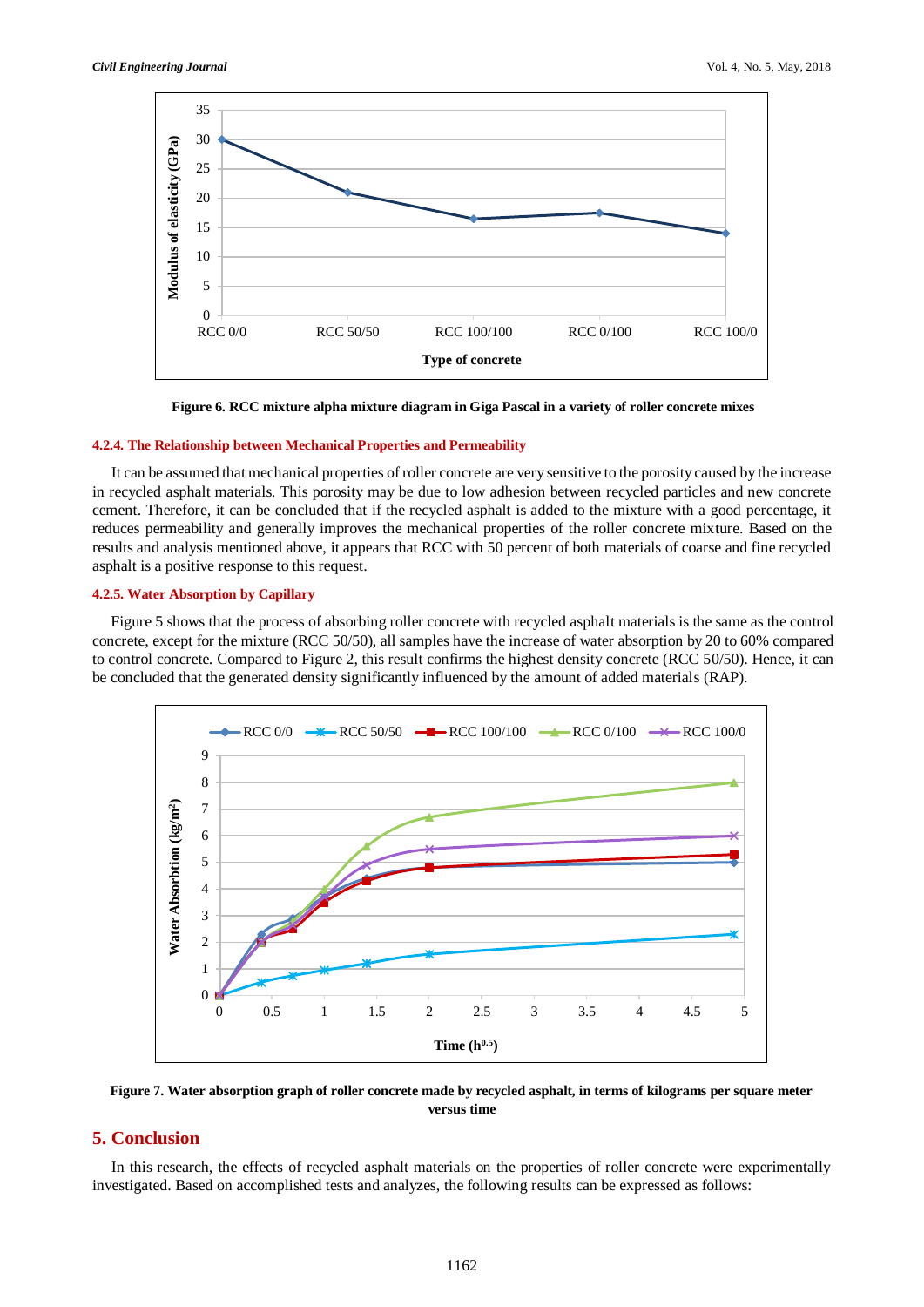Figure 6. RCC mixture alpha mixture diagram in Giga Pascal in a variety of roller concrete mixes

#### 4.2.4. The Relationship between Mechanical Properties and Permeability

It can be assumed that mechanical properties of roller concrete are very sensitive to the porosity caused by the increase in recycled asphalt materials. This porosity may be due to low adhesion between recycled particles and new concrete cement. Therefore, it can be concluded that if the recycled asphalt is added to the mixture with a good percentage, it reduces permeability and generally improves the mechanical properties of the roller concrete mixture. Based on the results and analysis mentioned above, it appears that RCC with 50 percent of both materials of coarse and fine recycled asphalt is a positive response to this request.

#### 4.2.5. Water Absorption by Capillary

Figure 5 shows that the process of absorbing roller concrete with recycled asphalt materials is the same as the control concrete, except for the mixture (RCC 50/50), all samples have the increase of water absorption by 20 to 60% compared to control concrete. Compared to Figure 2, this result confirms the highest density concrete (RCC 50/50). Hence, it can be concluded that the generated density significantly influenced by the amount of added materials (RAP).

Figure 7. Water absorption graph of roller concrete made by recycled asphalt, in terms of kilograms per square meter versus time

## 5. Conclusion

In this research, the effects of recycled asphalt materials on the properties of roller concrete were experimentally investigated. Based on accomplished tests and analyzes, the following results can be expressed as follows: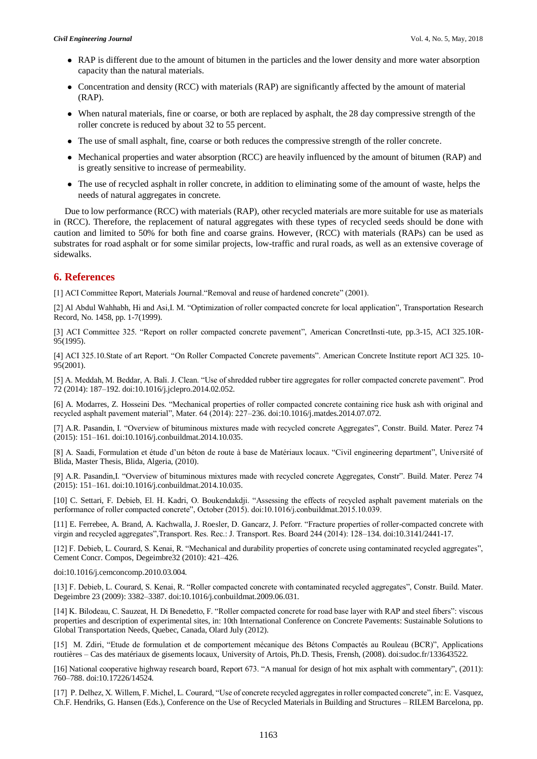- RAP is different due to the amount of bitumen in the particles and the lower density and more water absorption capacity than the natural materials.
- Concentration and density (RCC) with materials (RAP) are significantly affected by the amount of material (RAP).
- When natural materials, fine or coarse, or both are replaced by asphalt, the 28 day compressive strength of the roller concrete is reduced by about 32 to 55 percent.
- The use of small asphalt, fine, coarse or both reduces the compressive strength of the roller concrete.
- Mechanical properties and water absorption (RCC) are heavily influenced by the amount of bitumen (RAP) and is greatly sensitive to increase of permeability.
- The use of recycled asphalt in roller concrete, in addition to eliminating some of the amount of waste, helps the needs of natural aggregates in concrete.

Due to low performance (RCC) with materials (RAP), other recycled materials are more suitable for use as materials in (RCC). Therefore, the replacement of natural aggregates with these types of recycled seeds should be done with caution and limited to 50% for both fine and coarse grains. However, (RCC) with materials (RAPs) can be used as substrates for road asphalt or for some similar projects, low-traffic and rural roads, as well as an extensive coverage of sidewalks.

## 6. References

[1] ACI Committee Report, Materials Journal."Removal and reuse of hardened concrete" (2001).

[2] Al Abdul Wahhabh, Hi and Asi,I. M. "Optimization of roller compacted concrete for local application", Transportation Research Record, No. 1458, pp. 1-7(1999).

[3] ACI Committee 325. "Report on roller compacted concrete pavement", American ConcretInsti-tute, pp.3-15, ACI 325.10R-95(1995).

[4] ACI 325.10.State of art Report. "On Roller Compacted Concrete pavements". American Concrete Institute report ACI 325. 10-95(2001).

[5] A. Meddah, M. Beddar, A. Bali. J. Clean. "Use of shredded rubber tire aggregates for roller compacted concrete pavement". Prod 72 (2014): 187–192. doi:10.1016/j.jclepro.2014.02.052.

[6] A. Modarres, Z. Hosseini Des. "Mechanical properties of roller compacted concrete containing rice husk ash with original and recycled asphalt pavement material", Mater. 64 (2014): 227–236. doi:10.1016/j.matdes.2014.07.072.

[7] A.R. Pasandin, I. "Overview of bituminous mixtures made with recycled concrete Aggregates", Constr. Build. Mater. Perez 74 (2015): 151–161. doi:10.1016/j.conbuildmat.2014.10.035.

[8] A. Saadi, Formulation et étude d'un béton de route à base de Matériaux locaux. "Civil engineering department", Université of Blida, Master Thesis, Blida, Algeria, (2010).

[9] A.R. Pasandin,I. "Overview of bituminous mixtures made with recycled concrete Aggregates, Constr". Build. Mater. Perez 74 (2015): 151–161. doi:10.1016/j.conbuildmat.2014.10.035.

[10] C. Settari, F. Debieb, El. H. Kadri, O. Boukendakdji. "Assessing the effects of recycled asphalt pavement materials on the performance of roller compacted concrete", October (2015). doi:10.1016/j.conbuildmat.2015.10.039.

[11] E. Ferrebee, A. Brand, A. Kachwalla, J. Roesler, D. Gancarz, J. Peforr. "Fracture properties of roller-compacted concrete with virgin and recycled aggregates",Transport. Res. Rec.: J. Transport. Res. Board 244 (2014): 128–134. doi:10.3141/2441-17.

[12] F. Debieb, L. Courard, S. Kenai, R. "Mechanical and durability properties of concrete using contaminated recycled aggregates", Cement Concr. Compos, Degeimbre32 (2010): 421–426.

doi:10.1016/j.cemconcomp.2010.03.004.

[13] F. Debieb, L. Courard, S. Kenai, R. "Roller compacted concrete with contaminated recycled aggregates", Constr. Build. Mater. Degeimbre 23 (2009): 3382–3387. doi:10.1016/j.conbuildmat.2009.06.031.

[14] K. Bilodeau, C. Sauzeat, H. Di Benedetto, F. "Roller compacted concrete for road base layer with RAP and steel fibers": viscous properties and description of experimental sites, in: 10th International Conference on Concrete Pavements: Sustainable Solutions to Global Transportation Needs, Quebec, Canada, Olard July (2012).

[15] M. Zdiri, "Etude de formulation et de comportement mécanique des Bétons Compactés au Rouleau (BCR)", Applications routières – Cas des matériaux de gisements locaux, University of Artois, Ph.D. Thesis, Frensh, (2008). doi:sudoc.fr/133643522.

[16] National cooperative highway research board, Report 673. "A manual for design of hot mix asphalt with commentary", (2011): 760–788. doi:10.17226/14524.

[17] P. Delhez, X. Willem, F. Michel, L. Courard, "Use of concrete recycled aggregates in roller compacted concrete", in: E. Vasquez, Ch.F. Hendriks, G. Hansen (Eds.), Conference on the Use of Recycled Materials in Building and Structures – RILEM Barcelona, pp.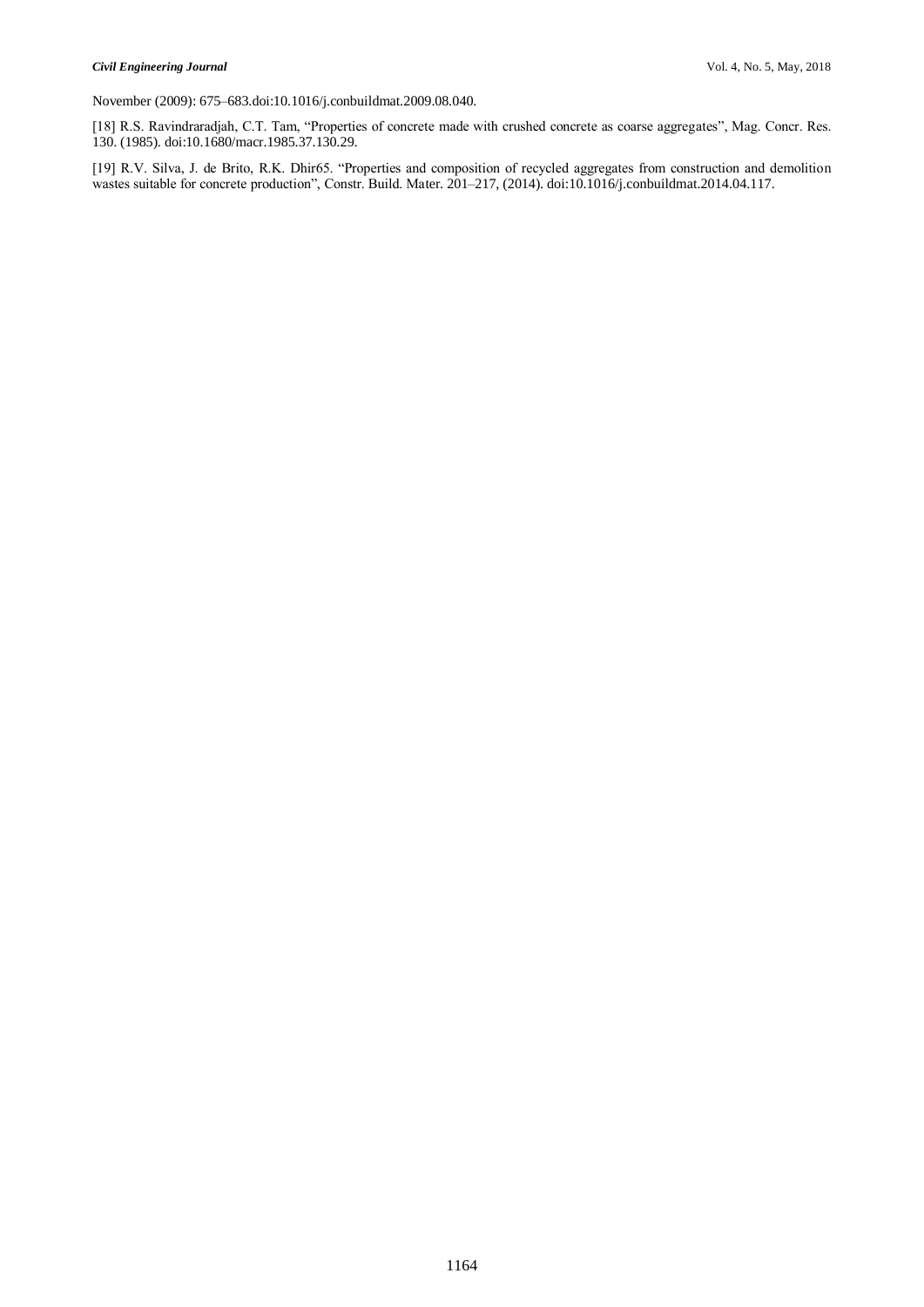November (2009): 675–683.doi:10.1016/j.conbuildmat.2009.08.040.

[18] R.S. Ravindraradjah, C.T. Tam, "Properties of concrete made with crushed concrete as coarse aggregates", Mag. Concr. Res. 130. (1985). doi:10.1680/macr.1985.37.130.29.

[19] R.V. Silva, J. de Brito, R.K. Dhir65. "Properties and composition of recycled aggregates from construction and demolition wastes suitable for concrete production", Constr. Build. Mater. 201–217, (2014). doi:10.1016/j.conbuildmat.2014.04.117.